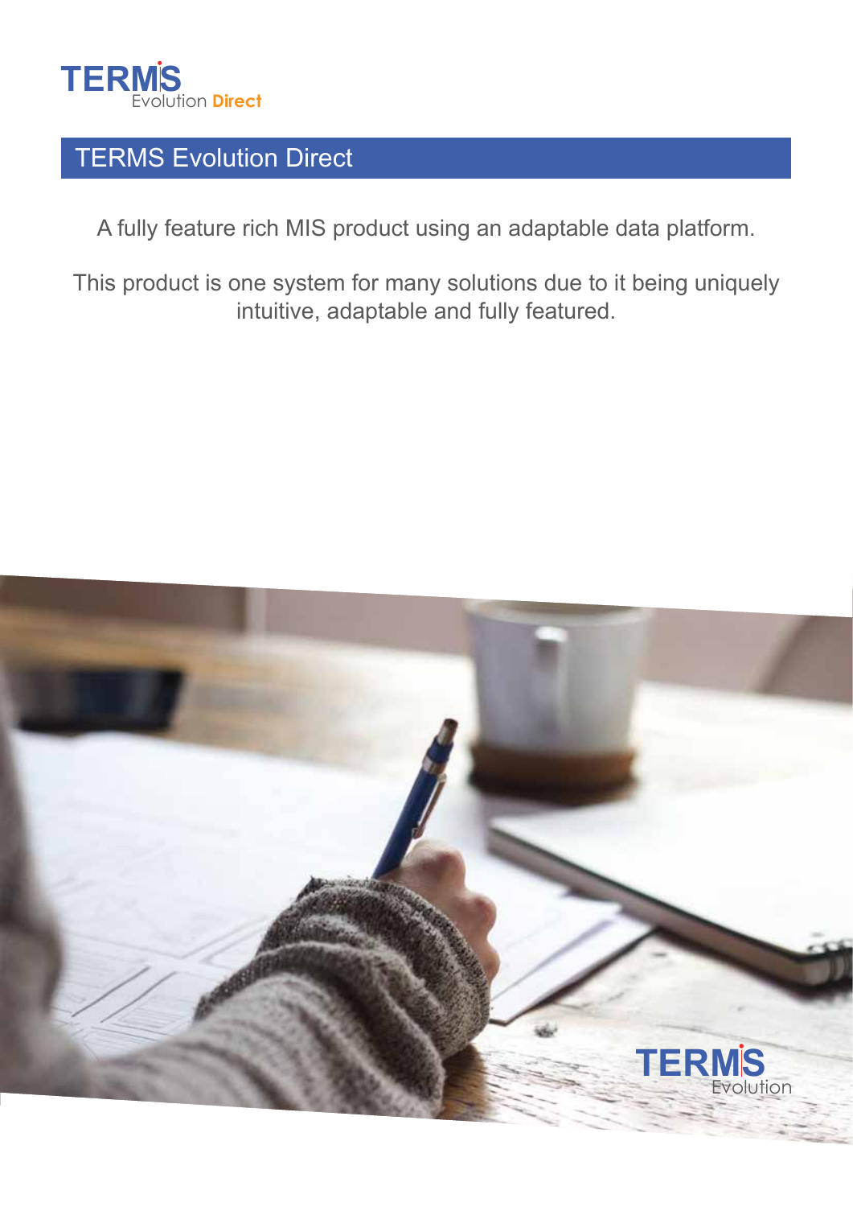# TERMS Evolution Direct

A fully feature rich MIS product using an adaptable data platform.

This product is one system for many solutions due to it being uniquely intuitive, adaptable and fully featured.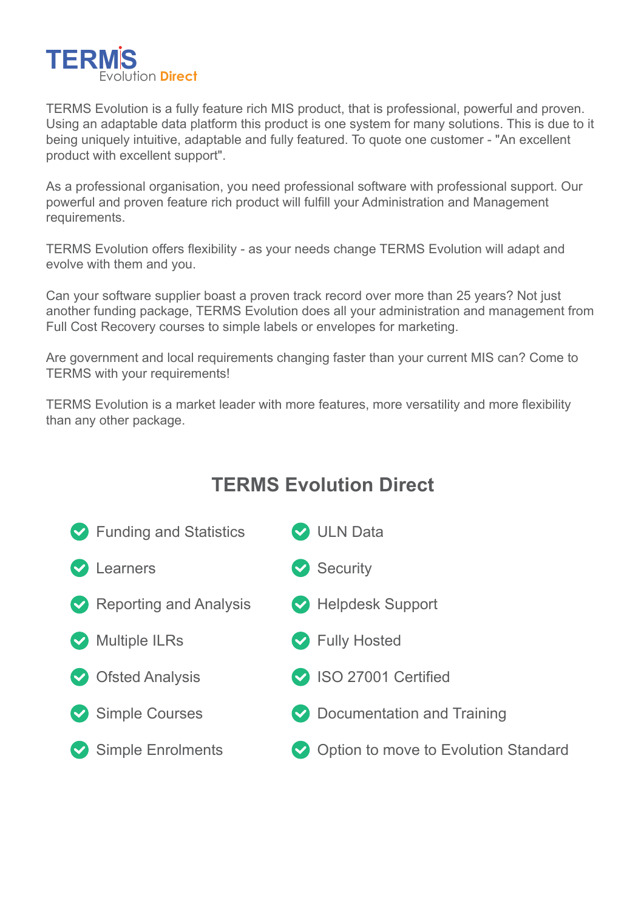TERMS Evolution Direct

TERMS Evolution is a fully feature rich MIS product, that is professional, powerful and proven. Using an adaptable data platform this product is one system for many solutions. This is due to it being uniquely intuitive, adaptable and fully featured. To quote one customer - "An excellent product with excellent support".

As a professional organisation, you need professional software with professional support. Our powerful and proven feature rich product will fulfill your Administration and Management requirements.

TERMS Evolution offers flexibility - as your needs change TERMS Evolution will adapt and evolve with them and you.

Can your software supplier boast a proven track record over more than 25 years? Not just another funding package, TERMS Evolution does all your administration and management from Full Cost Recovery courses to simple labels or envelopes for marketing.

Are government and local requirements changing faster than your current MIS can? Come to TERMS with your requirements!

TERMS Evolution is a market leader with more features, more versatility and more flexibility than any other package.

## TERMS Evolution Direct

- Funding and Statistics
- Learners
- Reporting and Analysis
- Multiple ILRs
- Ofsted Analysis
- Simple Courses
- Simple Enrolments
- ULN Data
- Security
- Helpdesk Support
- Fully Hosted
- ISO 27001 Certified
- Documentation and Training
- Option to move to Evolution Standard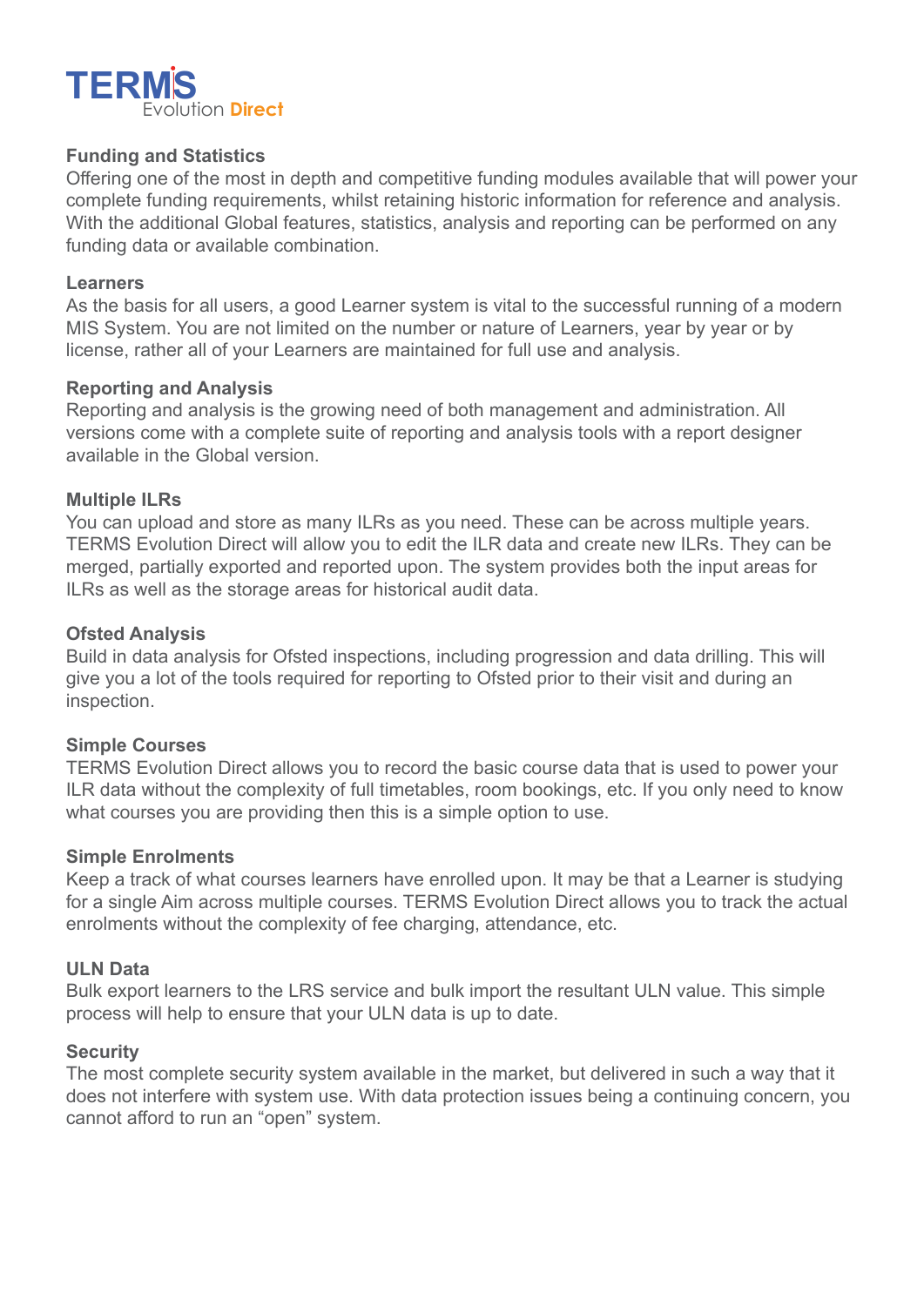**TERMS** Evolution **Direct**

### Funding and Statistics

Offering one of the most in depth and competitive funding modules available that will power your complete funding requirements, whilst retaining historic information for reference and analysis. With the additional Global features, statistics, analysis and reporting can be performed on any funding data or available combination.

### Learners

As the basis for all users, a good Learner system is vital to the successful running of a modern MIS System. You are not limited on the number or nature of Learners, year by year or by license, rather all of your Learners are maintained for full use and analysis.

### Reporting and Analysis

Reporting and analysis is the growing need of both management and administration. All versions come with a complete suite of reporting and analysis tools with a report designer available in the Global version.

### Multiple ILRs

You can upload and store as many ILRs as you need. These can be across multiple years. TERMS Evolution Direct will allow you to edit the ILR data and create new ILRs. They can be merged, partially exported and reported upon. The system provides both the input areas for ILRs as well as the storage areas for historical audit data.

### Ofsted Analysis

Build in data analysis for Ofsted inspections, including progression and data drilling. This will give you a lot of the tools required for reporting to Ofsted prior to their visit and during an inspection.

### Simple Courses

TERMS Evolution Direct allows you to record the basic course data that is used to power your ILR data without the complexity of full timetables, room bookings, etc. If you only need to know what courses you are providing then this is a simple option to use.

### Simple Enrolments

Keep a track of what courses learners have enrolled upon. It may be that a Learner is studying for a single Aim across multiple courses. TERMS Evolution Direct allows you to track the actual enrolments without the complexity of fee charging, attendance, etc.

### ULN Data

Bulk export learners to the LRS service and bulk import the resultant ULN value. This simple process will help to ensure that your ULN data is up to date.

### Security

The most complete security system available in the market, but delivered in such a way that it does not interfere with system use. With data protection issues being a continuing concern, you cannot afford to run an "open" system.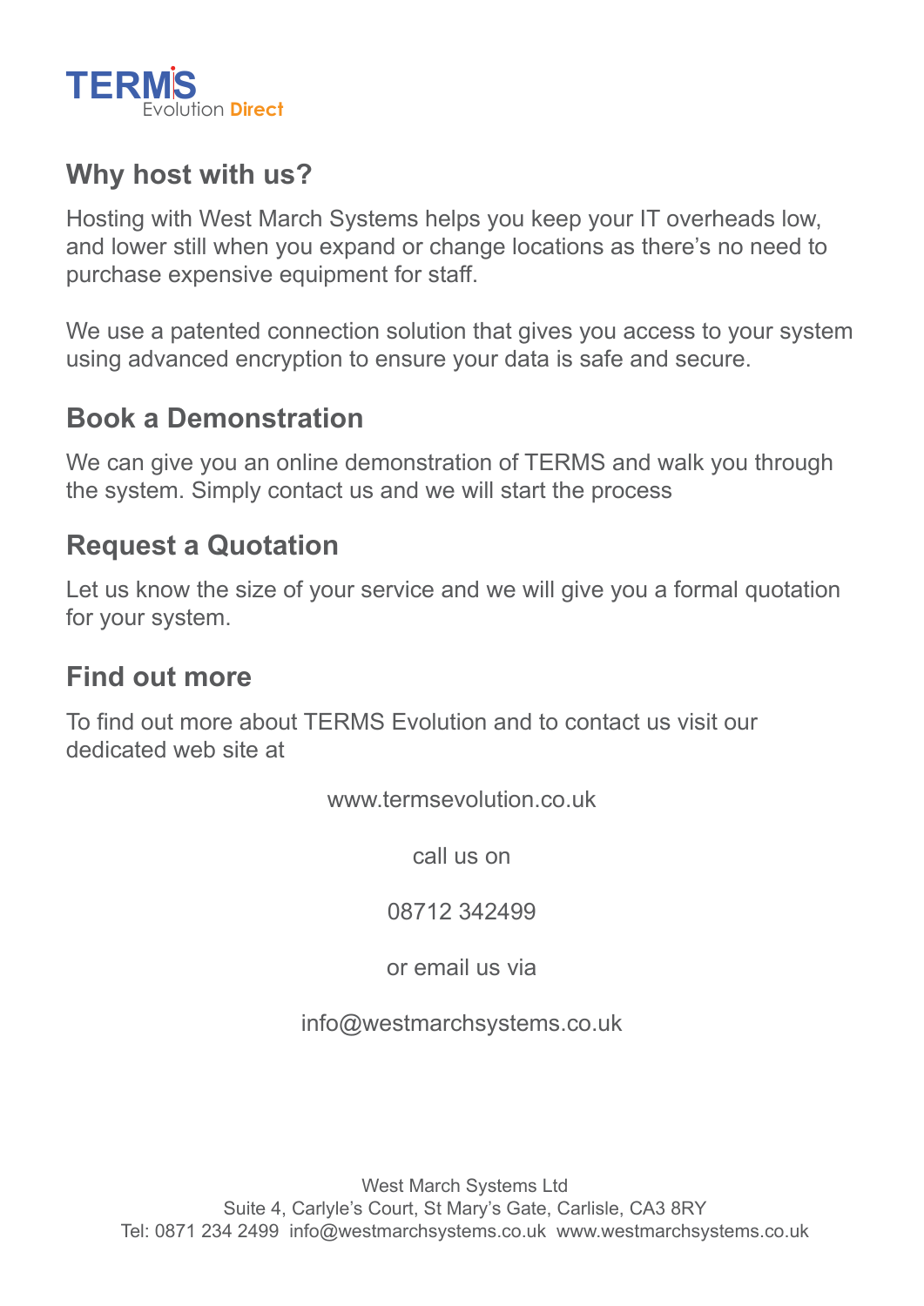TERMS
Evolution **Direct**

## Why host with us?

Hosting with West March Systems helps you keep your IT overheads low, and lower still when you expand or change locations as there's no need to purchase expensive equipment for staff.

We use a patented connection solution that gives you access to your system using advanced encryption to ensure your data is safe and secure.

## Book a Demonstration

We can give you an online demonstration of TERMS and walk you through the system. Simply contact us and we will start the process

## Request a Quotation

Let us know the size of your service and we will give you a formal quotation for your system.

## Find out more

To find out more about TERMS Evolution and to contact us visit our dedicated web site at

www.termsevolution.co.uk

call us on

08712 342499

or email us via

info@westmarchsystems.co.uk

West March Systems Ltd
Suite 4, Carlyle's Court, St Mary's Gate, Carlisle, CA3 8RY
Tel: 0871 234 2499 info@westmarchsystems.co.uk www.westmarchsystems.co.uk